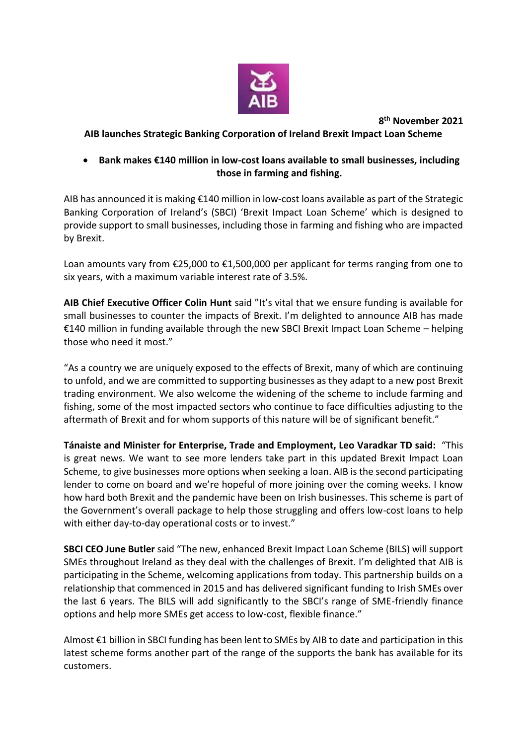8th November 2021

# AIB launches Strategic Banking Corporation of Ireland Brexit Impact Loan Scheme

- **Bank makes €140 million in low-cost loans available to small businesses, including those in farming and fishing.**

AIB has announced it is making €140 million in low-cost loans available as part of the Strategic Banking Corporation of Ireland's (SBCI) 'Brexit Impact Loan Scheme' which is designed to provide support to small businesses, including those in farming and fishing who are impacted by Brexit.

Loan amounts vary from €25,000 to €1,500,000 per applicant for terms ranging from one to six years, with a maximum variable interest rate of 3.5%.

**AIB Chief Executive Officer Colin Hunt** said "It's vital that we ensure funding is available for small businesses to counter the impacts of Brexit. I'm delighted to announce AIB has made €140 million in funding available through the new SBCI Brexit Impact Loan Scheme – helping those who need it most."

"As a country we are uniquely exposed to the effects of Brexit, many of which are continuing to unfold, and we are committed to supporting businesses as they adapt to a new post Brexit trading environment. We also welcome the widening of the scheme to include farming and fishing, some of the most impacted sectors who continue to face difficulties adjusting to the aftermath of Brexit and for whom supports of this nature will be of significant benefit."

**Tánaiste and Minister for Enterprise, Trade and Employment, Leo Varadkar TD said:** "This is great news. We want to see more lenders take part in this updated Brexit Impact Loan Scheme, to give businesses more options when seeking a loan. AIB is the second participating lender to come on board and we're hopeful of more joining over the coming weeks. I know how hard both Brexit and the pandemic have been on Irish businesses. This scheme is part of the Government's overall package to help those struggling and offers low-cost loans to help with either day-to-day operational costs or to invest."

**SBCI CEO June Butler** said "The new, enhanced Brexit Impact Loan Scheme (BILS) will support SMEs throughout Ireland as they deal with the challenges of Brexit. I'm delighted that AIB is participating in the Scheme, welcoming applications from today. This partnership builds on a relationship that commenced in 2015 and has delivered significant funding to Irish SMEs over the last 6 years. The BILS will add significantly to the SBCI's range of SME-friendly finance options and help more SMEs get access to low-cost, flexible finance."

Almost €1 billion in SBCI funding has been lent to SMEs by AIB to date and participation in this latest scheme forms another part of the range of the supports the bank has available for its customers.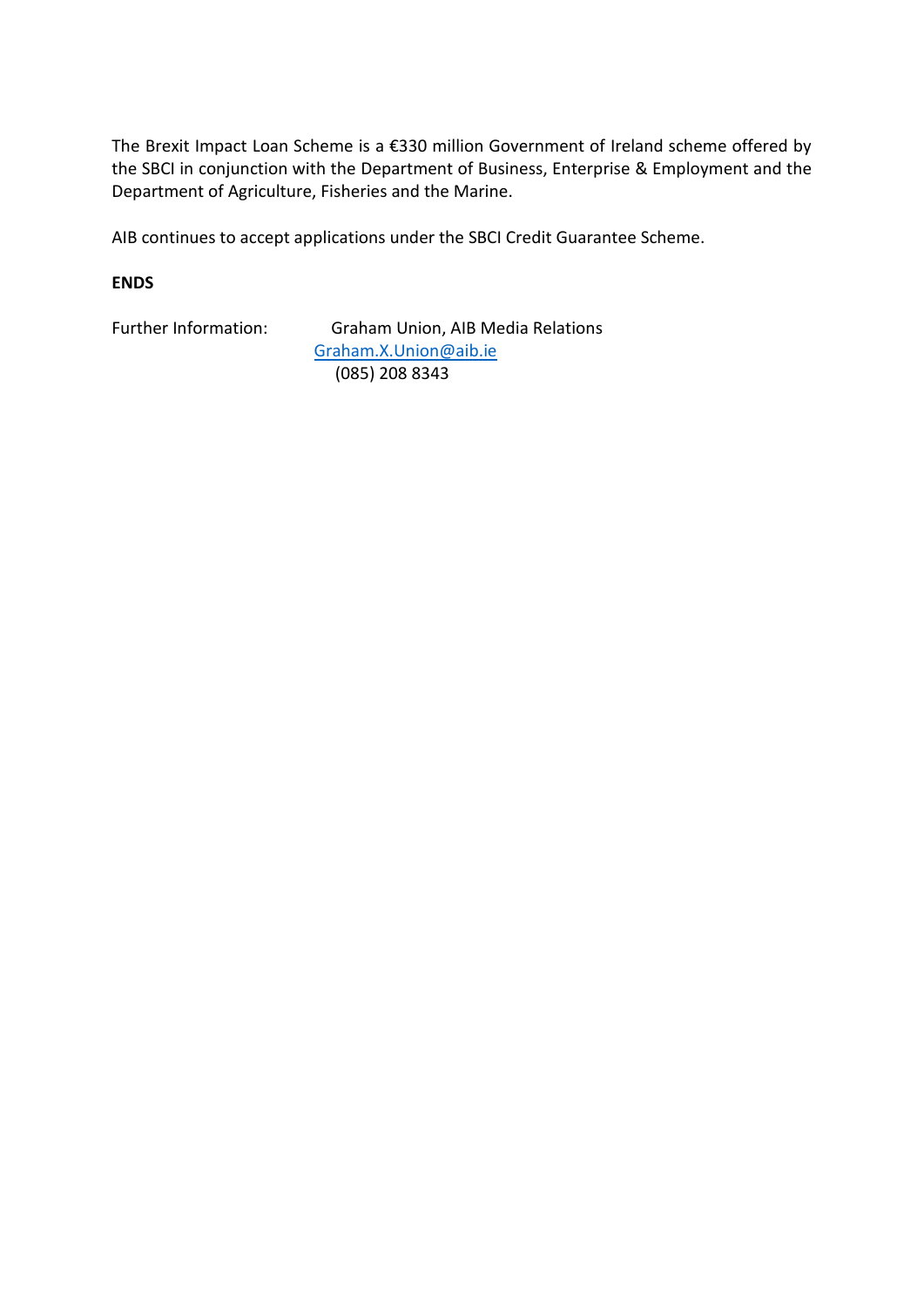The Brexit Impact Loan Scheme is a €330 million Government of Ireland scheme offered by the SBCI in conjunction with the Department of Business, Enterprise & Employment and the Department of Agriculture, Fisheries and the Marine.

AIB continues to accept applications under the SBCI Credit Guarantee Scheme.

**ENDS**

Further Information: Graham Union, AIB Media Relations
Graham.X.Union@aib.ie
(085) 208 8343